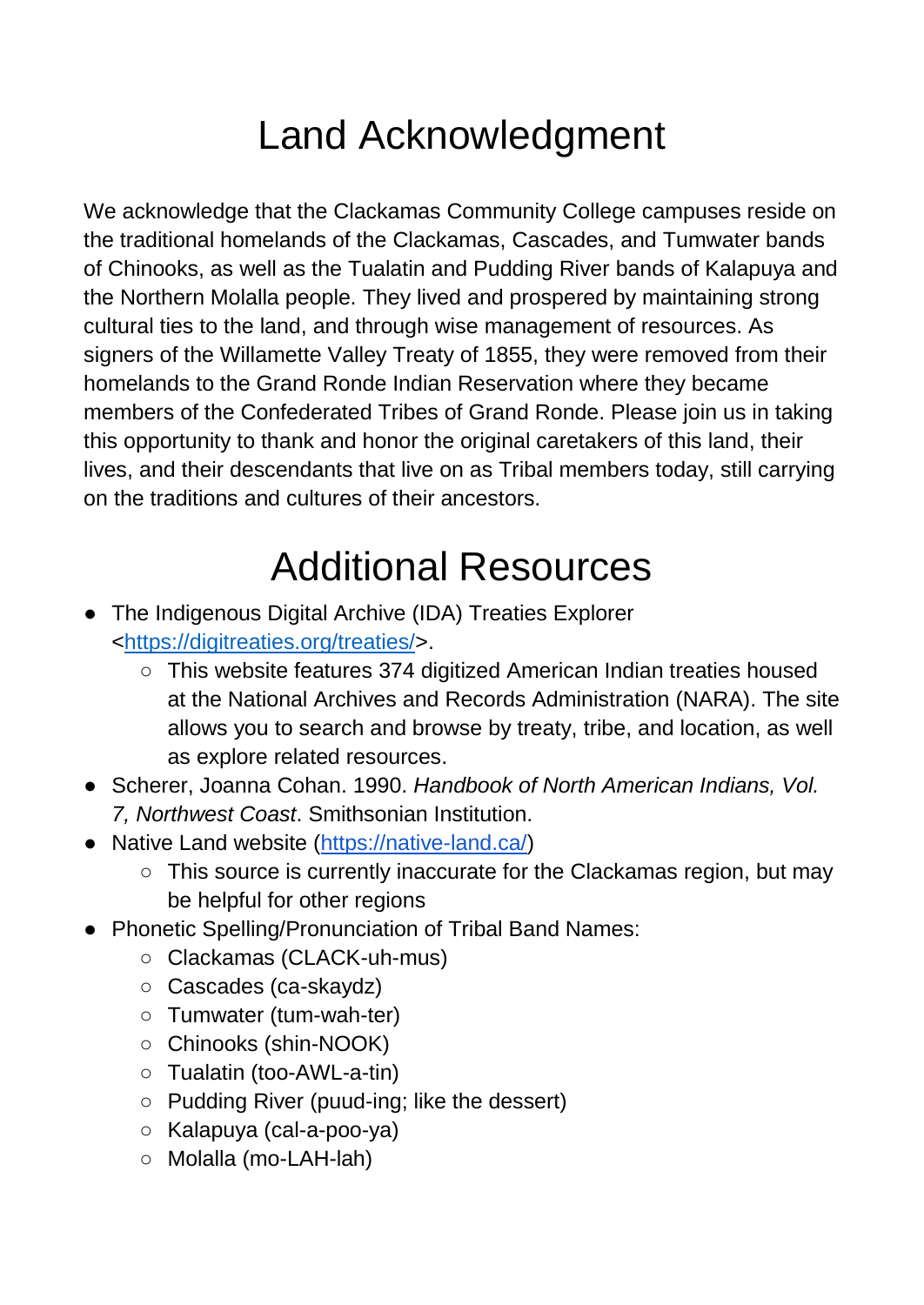# Land Acknowledgment

We acknowledge that the Clackamas Community College campuses reside on the traditional homelands of the Clackamas, Cascades, and Tumwater bands of Chinooks, as well as the Tualatin and Pudding River bands of Kalapuya and the Northern Molalla people. They lived and prospered by maintaining strong cultural ties to the land, and through wise management of resources. As signers of the Willamette Valley Treaty of 1855, they were removed from their homelands to the Grand Ronde Indian Reservation where they became members of the Confederated Tribes of Grand Ronde. Please join us in taking this opportunity to thank and honor the original caretakers of this land, their lives, and their descendants that live on as Tribal members today, still carrying on the traditions and cultures of their ancestors.

# Additional Resources

- The Indigenous Digital Archive (IDA) Treaties Explorer <[https://digitreaties.org/treaties/](https://digitreaties.org/treaties/)>.
  - This website features 374 digitized American Indian treaties housed at the National Archives and Records Administration (NARA). The site allows you to search and browse by treaty, tribe, and location, as well as explore related resources.
- Scherer, Joanna Cohan. 1990. *Handbook of North American Indians, Vol. 7, Northwest Coast*. Smithsonian Institution.
- Native Land website ([https://native-land.ca/](https://native-land.ca/))
  - This source is currently inaccurate for the Clackamas region, but may be helpful for other regions
- Phonetic Spelling/Pronunciation of Tribal Band Names:
  - Clackamas (CLACK-uh-mus)
  - Cascades (ca-skaydz)
  - Tumwater (tum-wah-ter)
  - Chinooks (shin-NOOK)
  - Tualatin (too-AWL-a-tin)
  - Pudding River (puud-ing; like the dessert)
  - Kalapuya (cal-a-poo-ya)
  - Molalla (mo-LAH-lah)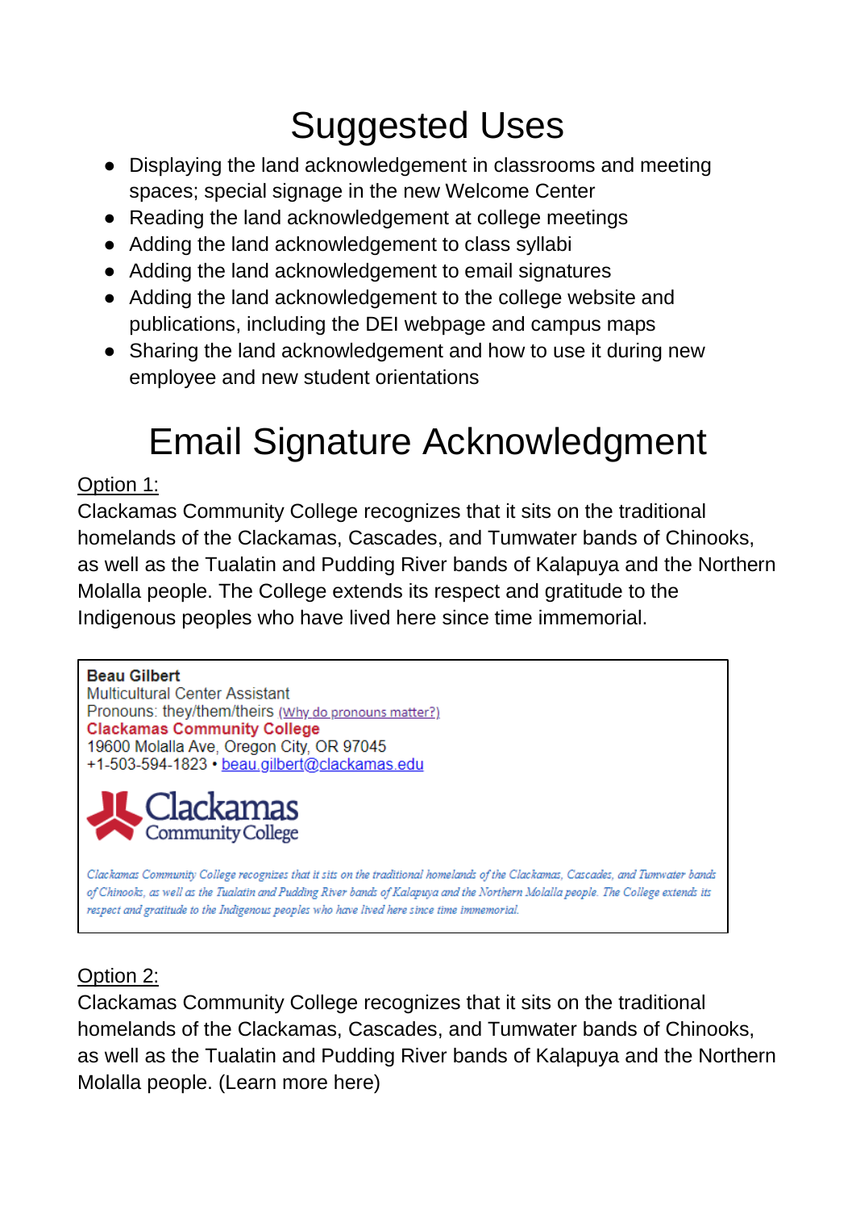# Suggested Uses

- Displaying the land acknowledgement in classrooms and meeting spaces; special signage in the new Welcome Center
- Reading the land acknowledgement at college meetings
- Adding the land acknowledgement to class syllabi
- Adding the land acknowledgement to email signatures
- Adding the land acknowledgement to the college website and publications, including the DEI webpage and campus maps
- Sharing the land acknowledgement and how to use it during new employee and new student orientations

# Email Signature Acknowledgment

Option 1:

Clackamas Community College recognizes that it sits on the traditional homelands of the Clackamas, Cascades, and Tumwater bands of Chinooks, as well as the Tualatin and Pudding River bands of Kalapuya and the Northern Molalla people. The College extends its respect and gratitude to the Indigenous peoples who have lived here since time immemorial.

**Beau Gilbert**
Multicultural Center Assistant
Pronouns: they/them/theirs (Why do pronouns matter?)
**Clackamas Community College**
19600 Molalla Ave, Oregon City, OR 97045
+1-503-594-1823 • beau.gilbert@clackamas.edu

Clackamas Community College

*Clackamas Community College recognizes that it sits on the traditional homelands of the Clackamas, Cascades, and Tumwater bands of Chinooks, as well as the Tualatin and Pudding River bands of Kalapuya and the Northern Molalla people. The College extends its respect and gratitude to the Indigenous peoples who have lived here since time immemorial.*

Option 2:

Clackamas Community College recognizes that it sits on the traditional homelands of the Clackamas, Cascades, and Tumwater bands of Chinooks, as well as the Tualatin and Pudding River bands of Kalapuya and the Northern Molalla people. (Learn more here)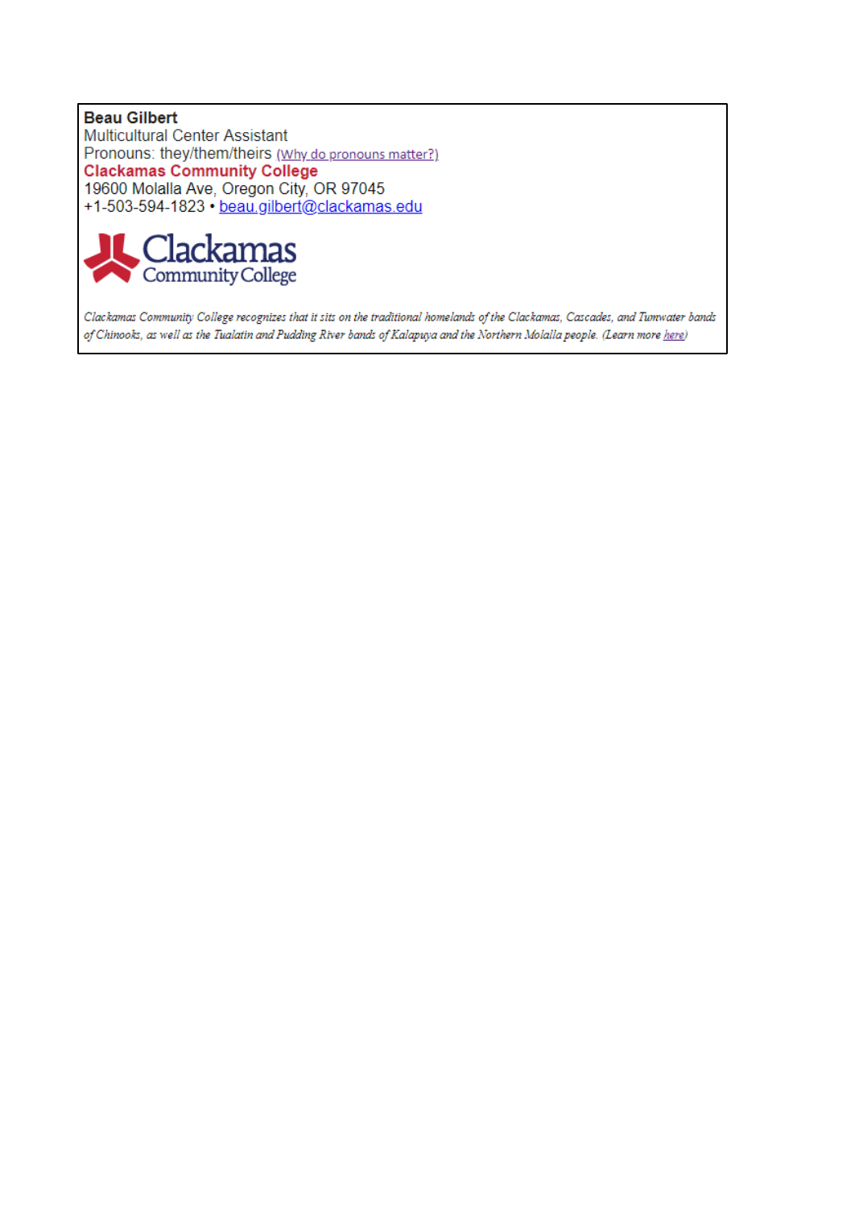**Beau Gilbert**
Multicultural Center Assistant
Pronouns: they/them/theirs (Why do pronouns matter?)
**Clackamas Community College**
19600 Molalla Ave, Oregon City, OR 97045
+1-503-594-1823 • beau.gilbert@clackamas.edu

Clackamas Community College

*Clackamas Community College recognizes that it sits on the traditional homelands of the Clackamas, Cascades, and Tumwater bands of Chinooks, as well as the Tualatin and Pudding River bands of Kalapuya and the Northern Molalla people. (Learn more here)*